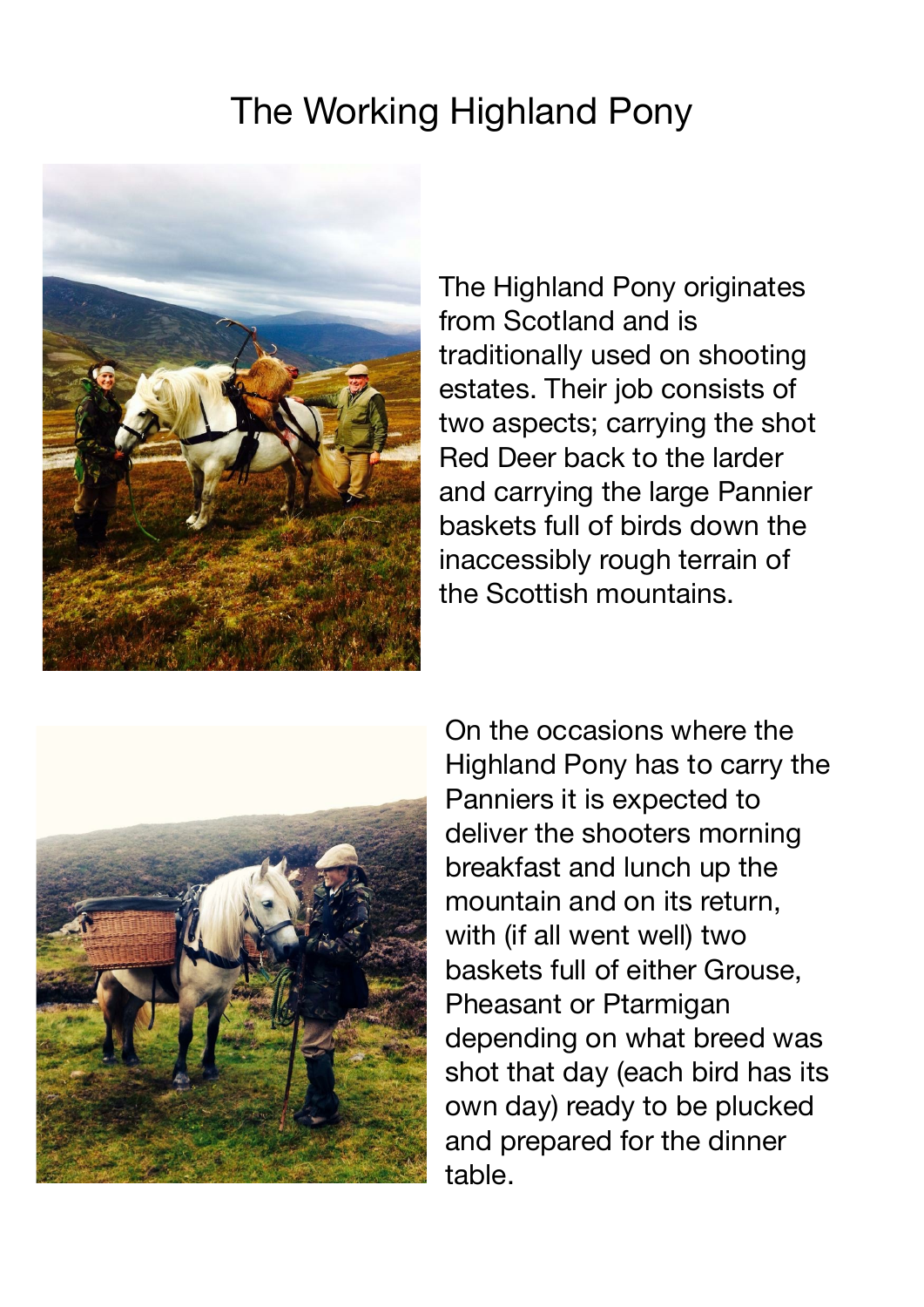# The Working Highland Pony

The Highland Pony originates from Scotland and is traditionally used on shooting estates. Their job consists of two aspects; carrying the shot Red Deer back to the larder and carrying the large Pannier baskets full of birds down the inaccessibly rough terrain of the Scottish mountains.

On the occasions where the Highland Pony has to carry the Panniers it is expected to deliver the shooters morning breakfast and lunch up the mountain and on its return, with (if all went well) two baskets full of either Grouse, Pheasant or Ptarmigan depending on what breed was shot that day (each bird has its own day) ready to be plucked and prepared for the dinner table.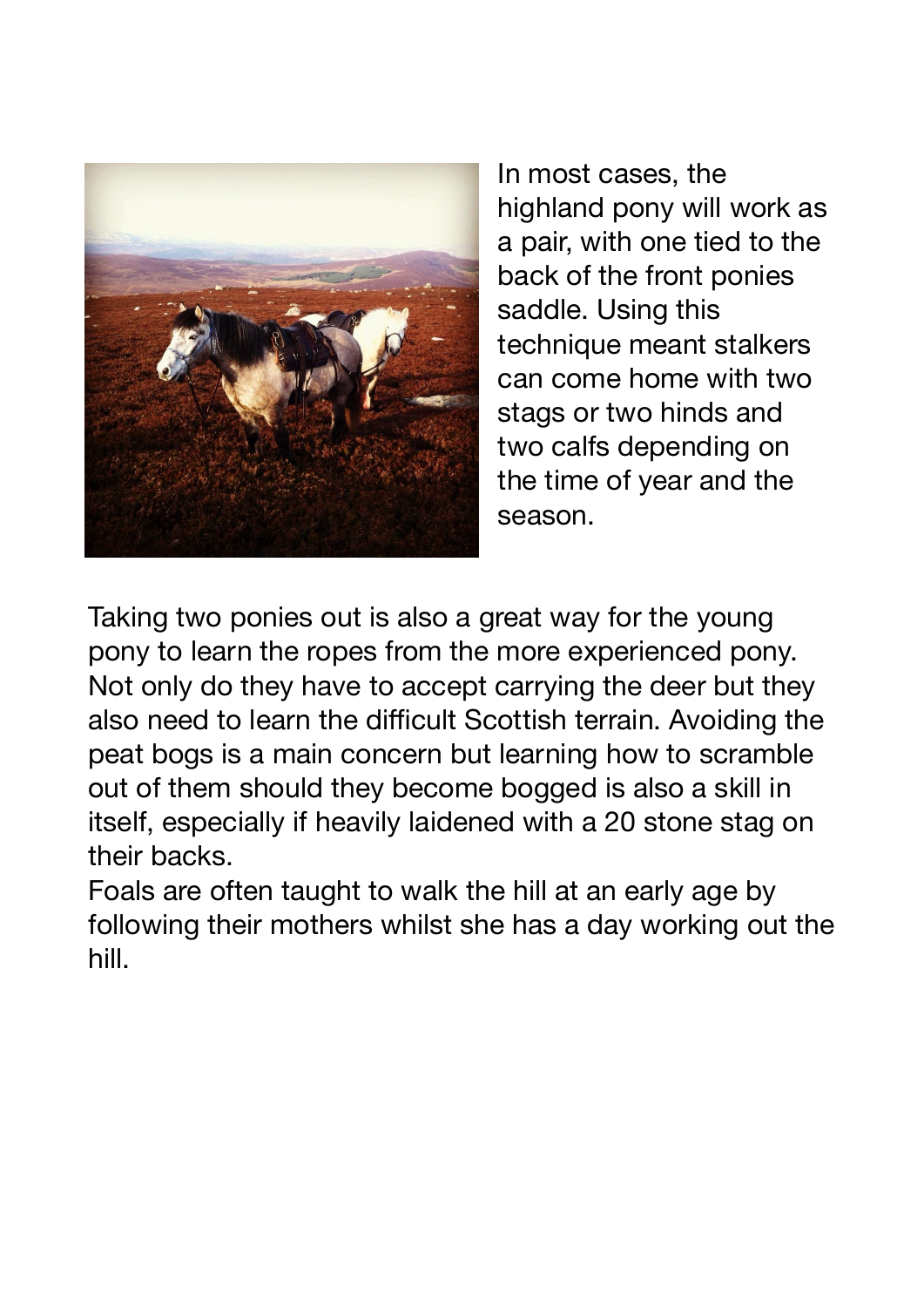In most cases, the highland pony will work as a pair, with one tied to the back of the front ponies saddle. Using this technique meant stalkers can come home with two stags or two hinds and two calfs depending on the time of year and the season.

Taking two ponies out is also a great way for the young pony to learn the ropes from the more experienced pony. Not only do they have to accept carrying the deer but they also need to learn the difficult Scottish terrain. Avoiding the peat bogs is a main concern but learning how to scramble out of them should they become bogged is also a skill in itself, especially if heavily laidened with a 20 stone stag on their backs.

Foals are often taught to walk the hill at an early age by following their mothers whilst she has a day working out the hill.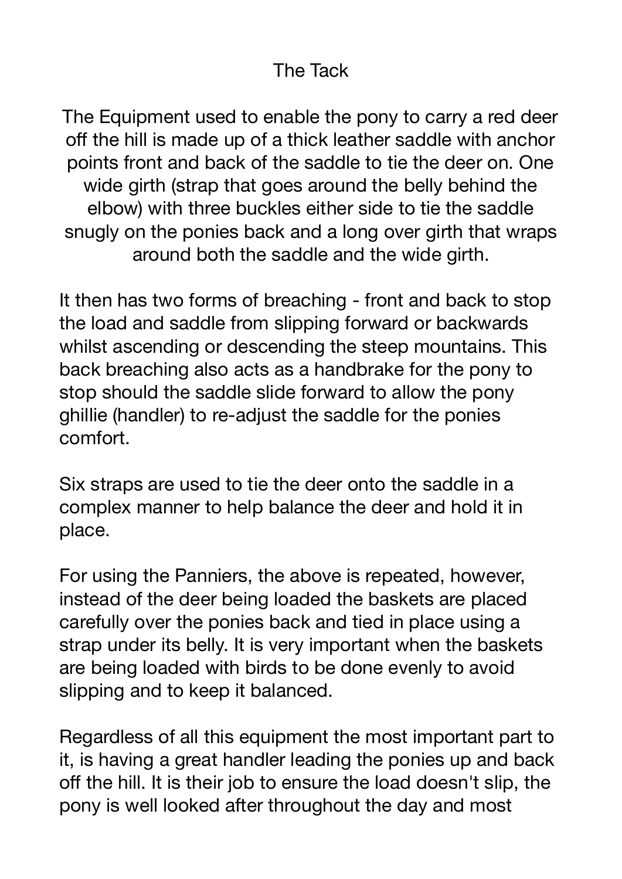# The Tack

The Equipment used to enable the pony to carry a red deer off the hill is made up of a thick leather saddle with anchor points front and back of the saddle to tie the deer on. One wide girth (strap that goes around the belly behind the elbow) with three buckles either side to tie the saddle snugly on the ponies back and a long over girth that wraps around both the saddle and the wide girth.

It then has two forms of breaching - front and back to stop the load and saddle from slipping forward or backwards whilst ascending or descending the steep mountains. This back breaching also acts as a handbrake for the pony to stop should the saddle slide forward to allow the pony ghillie (handler) to re-adjust the saddle for the ponies comfort.

Six straps are used to tie the deer onto the saddle in a complex manner to help balance the deer and hold it in place.

For using the Panniers, the above is repeated, however, instead of the deer being loaded the baskets are placed carefully over the ponies back and tied in place using a strap under its belly. It is very important when the baskets are being loaded with birds to be done evenly to avoid slipping and to keep it balanced.

Regardless of all this equipment the most important part to it, is having a great handler leading the ponies up and back off the hill. It is their job to ensure the load doesn't slip, the pony is well looked after throughout the day and most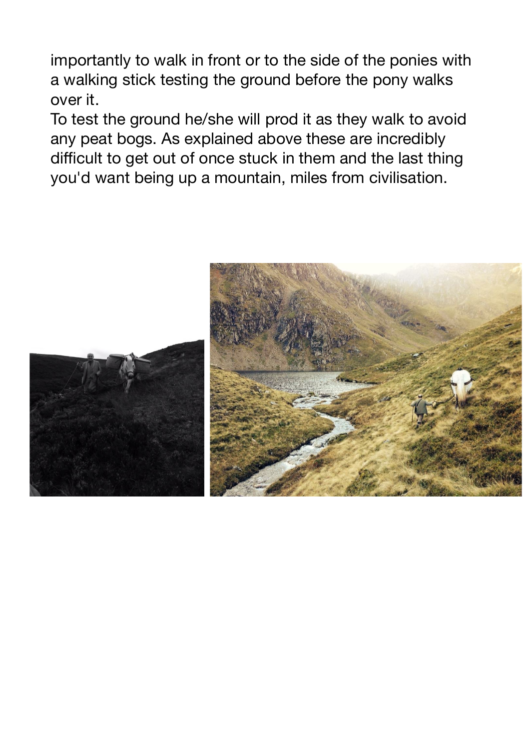importantly to walk in front or to the side of the ponies with a walking stick testing the ground before the pony walks over it.

To test the ground he/she will prod it as they walk to avoid any peat bogs. As explained above these are incredibly difficult to get out of once stuck in them and the last thing you'd want being up a mountain, miles from civilisation.